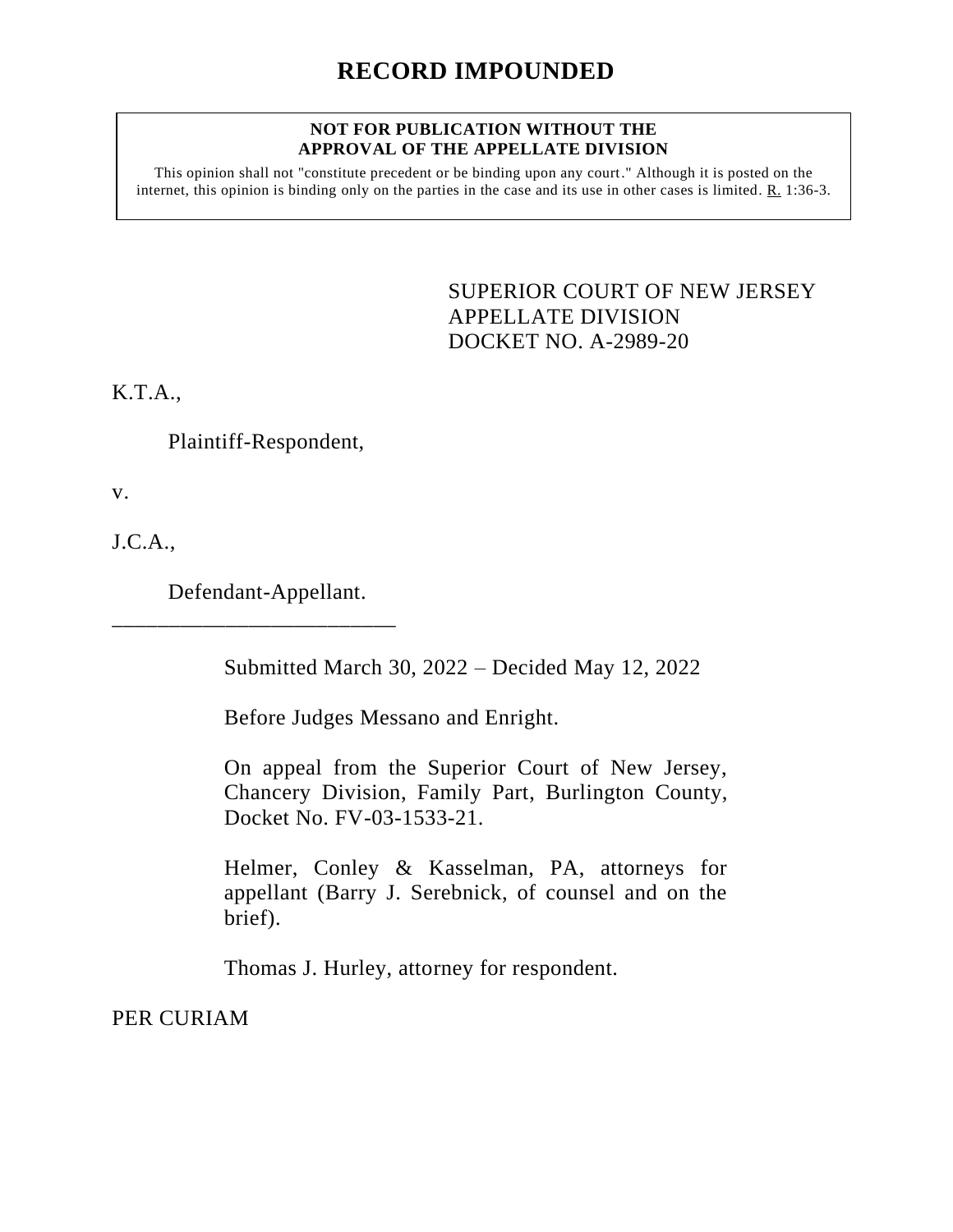# RECORD IMPOUNDED

**NOT FOR PUBLICATION WITHOUT THE APPROVAL OF THE APPELLATE DIVISION**

This opinion shall not "constitute precedent or be binding upon any court." Although it is posted on the internet, this opinion is binding only on the parties in the case and its use in other cases is limited. R. 1:36-3.

SUPERIOR COURT OF NEW JERSEY
APPELLATE DIVISION
DOCKET NO. A-2989-20

K.T.A.,

Plaintiff-Respondent,

v.

J.C.A.,

Defendant-Appellant.

\_\_\_\_\_\_\_\_\_\_\_\_\_\_\_\_\_\_\_\_\_\_\_\_\_\_

Submitted March 30, 2022 – Decided May 12, 2022

Before Judges Messano and Enright.

On appeal from the Superior Court of New Jersey, Chancery Division, Family Part, Burlington County, Docket No. FV-03-1533-21.

Helmer, Conley & Kasselman, PA, attorneys for appellant (Barry J. Serebnick, of counsel and on the brief).

Thomas J. Hurley, attorney for respondent.

PER CURIAM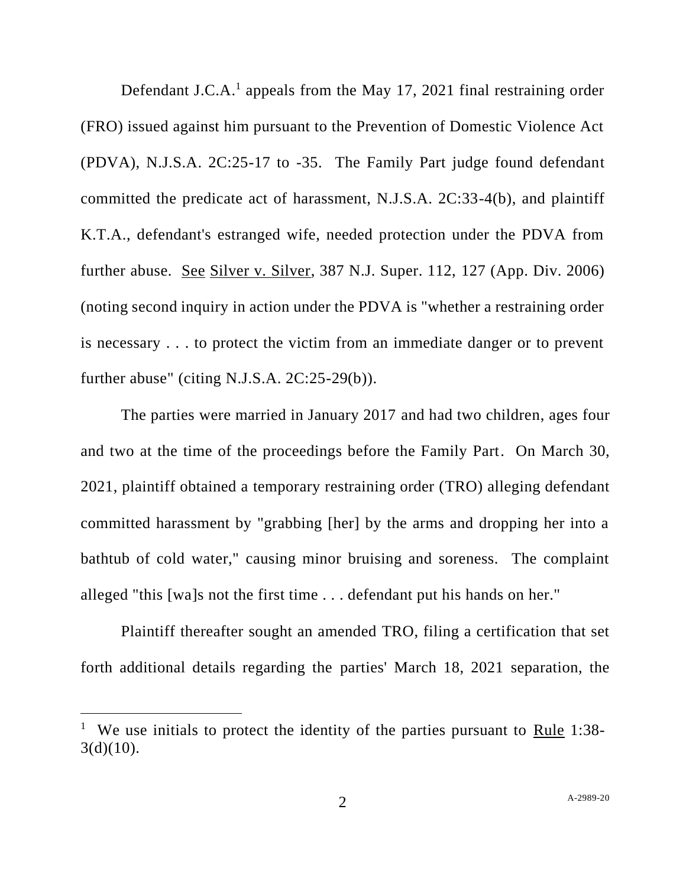Defendant J.C.A.[1] appeals from the May 17, 2021 final restraining order (FRO) issued against him pursuant to the Prevention of Domestic Violence Act (PDVA), N.J.S.A. 2C:25-17 to -35. The Family Part judge found defendant committed the predicate act of harassment, N.J.S.A. 2C:33-4(b), and plaintiff K.T.A., defendant's estranged wife, needed protection under the PDVA from further abuse. See Silver v. Silver, 387 N.J. Super. 112, 127 (App. Div. 2006) (noting second inquiry in action under the PDVA is "whether a restraining order is necessary . . . to protect the victim from an immediate danger or to prevent further abuse" (citing N.J.S.A. 2C:25-29(b)).

The parties were married in January 2017 and had two children, ages four and two at the time of the proceedings before the Family Part. On March 30, 2021, plaintiff obtained a temporary restraining order (TRO) alleging defendant committed harassment by "grabbing [her] by the arms and dropping her into a bathtub of cold water," causing minor bruising and soreness. The complaint alleged "this [wa]s not the first time . . . defendant put his hands on her."

Plaintiff thereafter sought an amended TRO, filing a certification that set forth additional details regarding the parties' March 18, 2021 separation, the

---

[1] We use initials to protect the identity of the parties pursuant to Rule 1:38-3(d)(10).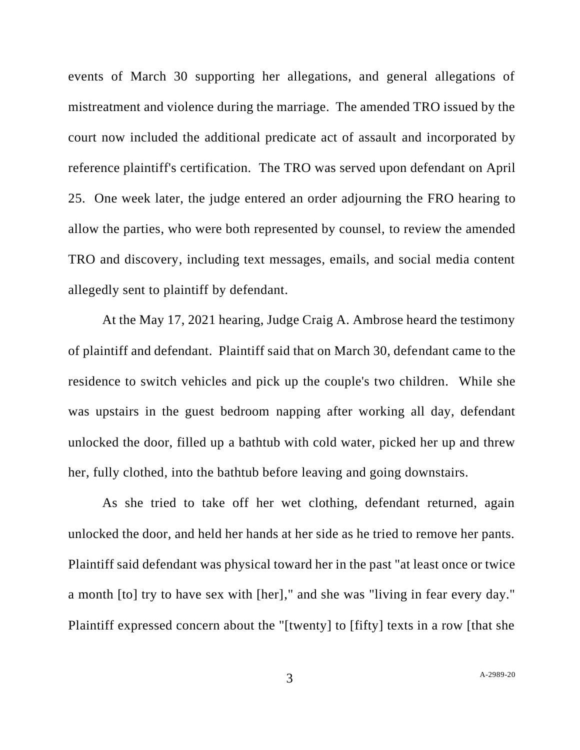events of March 30 supporting her allegations, and general allegations of mistreatment and violence during the marriage. The amended TRO issued by the court now included the additional predicate act of assault and incorporated by reference plaintiff's certification. The TRO was served upon defendant on April 25. One week later, the judge entered an order adjourning the FRO hearing to allow the parties, who were both represented by counsel, to review the amended TRO and discovery, including text messages, emails, and social media content allegedly sent to plaintiff by defendant.

At the May 17, 2021 hearing, Judge Craig A. Ambrose heard the testimony of plaintiff and defendant. Plaintiff said that on March 30, defendant came to the residence to switch vehicles and pick up the couple's two children. While she was upstairs in the guest bedroom napping after working all day, defendant unlocked the door, filled up a bathtub with cold water, picked her up and threw her, fully clothed, into the bathtub before leaving and going downstairs.

As she tried to take off her wet clothing, defendant returned, again unlocked the door, and held her hands at her side as he tried to remove her pants. Plaintiff said defendant was physical toward her in the past "at least once or twice a month [to] try to have sex with [her]," and she was "living in fear every day." Plaintiff expressed concern about the "[twenty] to [fifty] texts in a row [that she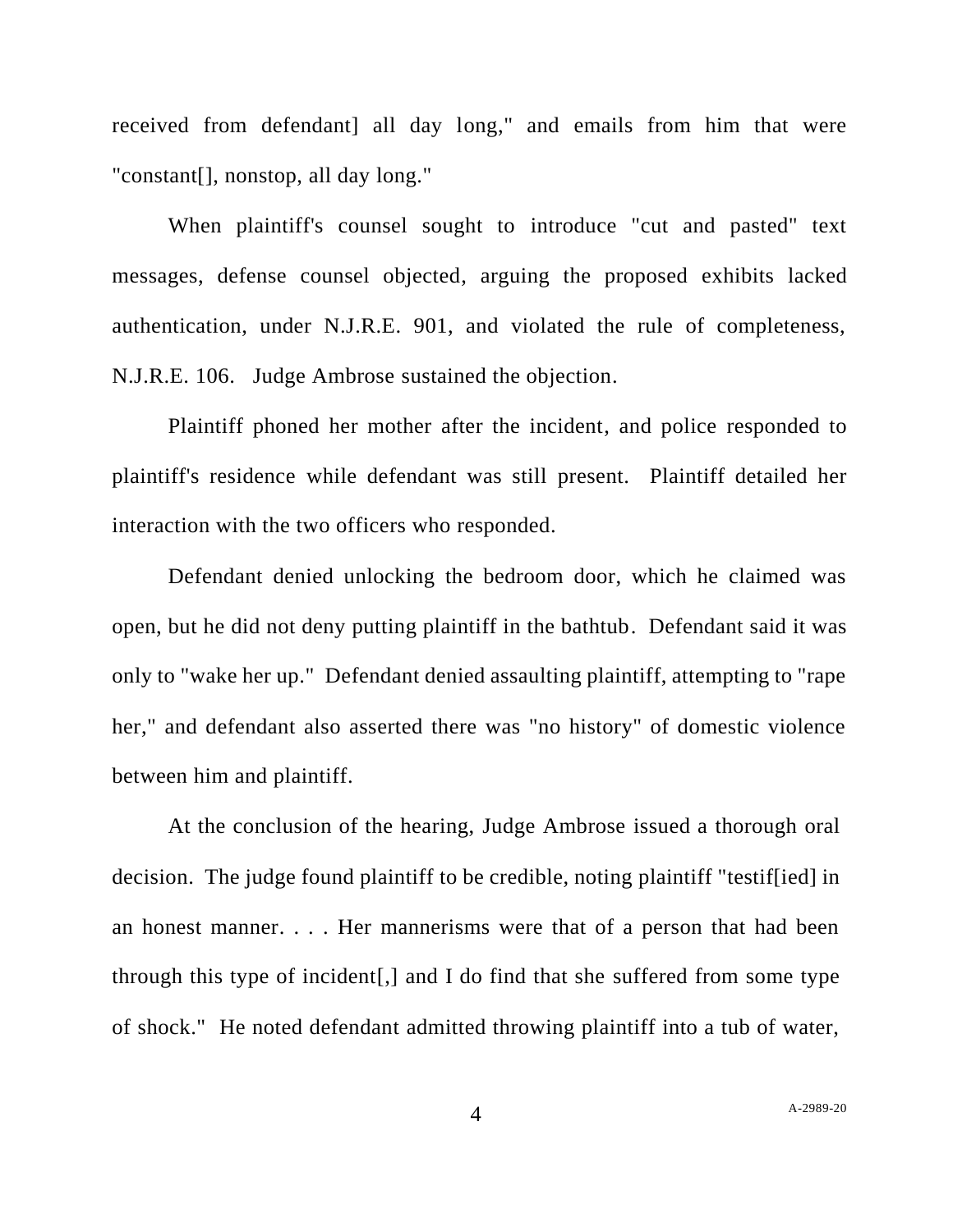received from defendant] all day long," and emails from him that were "constant[], nonstop, all day long."

When plaintiff's counsel sought to introduce "cut and pasted" text messages, defense counsel objected, arguing the proposed exhibits lacked authentication, under N.J.R.E. 901, and violated the rule of completeness, N.J.R.E. 106. Judge Ambrose sustained the objection.

Plaintiff phoned her mother after the incident, and police responded to plaintiff's residence while defendant was still present. Plaintiff detailed her interaction with the two officers who responded.

Defendant denied unlocking the bedroom door, which he claimed was open, but he did not deny putting plaintiff in the bathtub. Defendant said it was only to "wake her up." Defendant denied assaulting plaintiff, attempting to "rape her," and defendant also asserted there was "no history" of domestic violence between him and plaintiff.

At the conclusion of the hearing, Judge Ambrose issued a thorough oral decision. The judge found plaintiff to be credible, noting plaintiff "testif[ied] in an honest manner. . . . Her mannerisms were that of a person that had been through this type of incident[,] and I do find that she suffered from some type of shock." He noted defendant admitted throwing plaintiff into a tub of water,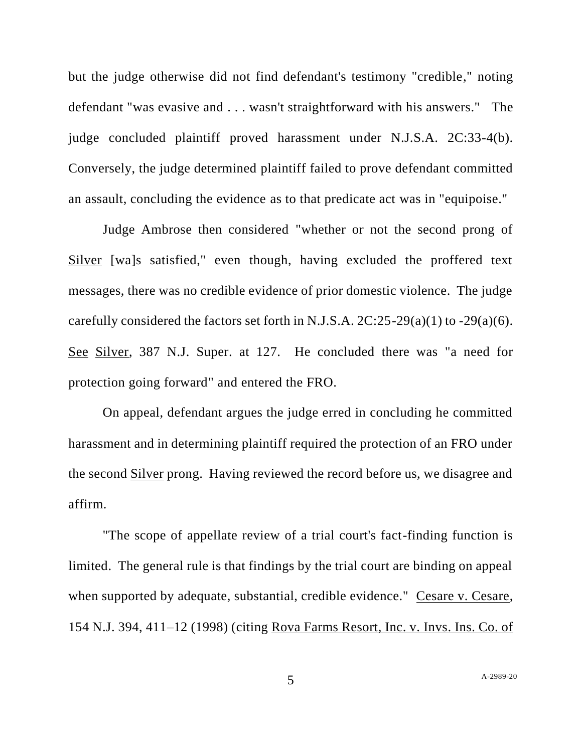but the judge otherwise did not find defendant's testimony "credible," noting defendant "was evasive and . . . wasn't straightforward with his answers." The judge concluded plaintiff proved harassment under N.J.S.A. 2C:33-4(b). Conversely, the judge determined plaintiff failed to prove defendant committed an assault, concluding the evidence as to that predicate act was in "equipoise."

Judge Ambrose then considered "whether or not the second prong of Silver [wa]s satisfied," even though, having excluded the proffered text messages, there was no credible evidence of prior domestic violence. The judge carefully considered the factors set forth in N.J.S.A. 2C:25-29(a)(1) to -29(a)(6). See Silver, 387 N.J. Super. at 127. He concluded there was "a need for protection going forward" and entered the FRO.

On appeal, defendant argues the judge erred in concluding he committed harassment and in determining plaintiff required the protection of an FRO under the second Silver prong. Having reviewed the record before us, we disagree and affirm.

"The scope of appellate review of a trial court's fact-finding function is limited. The general rule is that findings by the trial court are binding on appeal when supported by adequate, substantial, credible evidence." Cesare v. Cesare, 154 N.J. 394, 411–12 (1998) (citing Rova Farms Resort, Inc. v. Invs. Ins. Co. of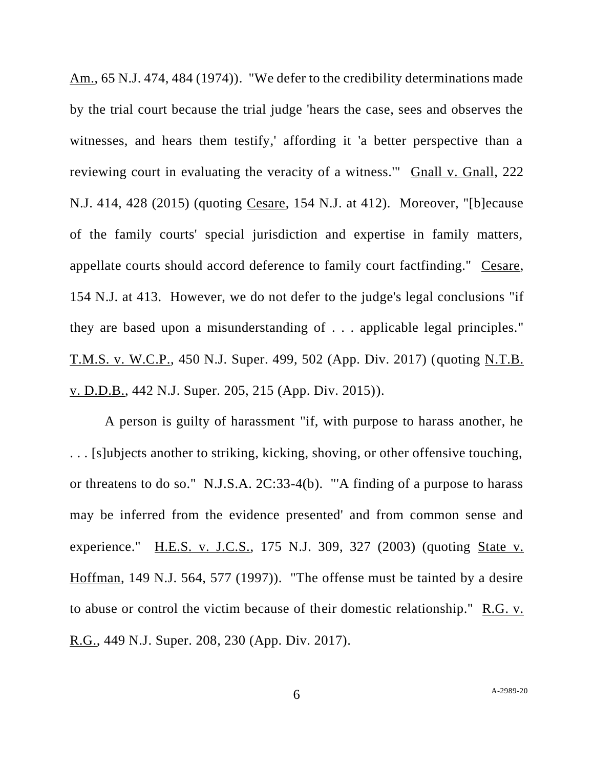Am., 65 N.J. 474, 484 (1974)). "We defer to the credibility determinations made by the trial court because the trial judge 'hears the case, sees and observes the witnesses, and hears them testify,' affording it 'a better perspective than a reviewing court in evaluating the veracity of a witness.'" Gnall v. Gnall, 222 N.J. 414, 428 (2015) (quoting Cesare, 154 N.J. at 412). Moreover, "[b]ecause of the family courts' special jurisdiction and expertise in family matters, appellate courts should accord deference to family court factfinding." Cesare, 154 N.J. at 413. However, we do not defer to the judge's legal conclusions "if they are based upon a misunderstanding of . . . applicable legal principles." T.M.S. v. W.C.P., 450 N.J. Super. 499, 502 (App. Div. 2017) (quoting N.T.B. v. D.D.B., 442 N.J. Super. 205, 215 (App. Div. 2015)).

A person is guilty of harassment "if, with purpose to harass another, he . . . [s]ubjects another to striking, kicking, shoving, or other offensive touching, or threatens to do so." N.J.S.A. 2C:33-4(b). "'A finding of a purpose to harass may be inferred from the evidence presented' and from common sense and experience." H.E.S. v. J.C.S., 175 N.J. 309, 327 (2003) (quoting State v. Hoffman, 149 N.J. 564, 577 (1997)). "The offense must be tainted by a desire to abuse or control the victim because of their domestic relationship." R.G. v. R.G., 449 N.J. Super. 208, 230 (App. Div. 2017).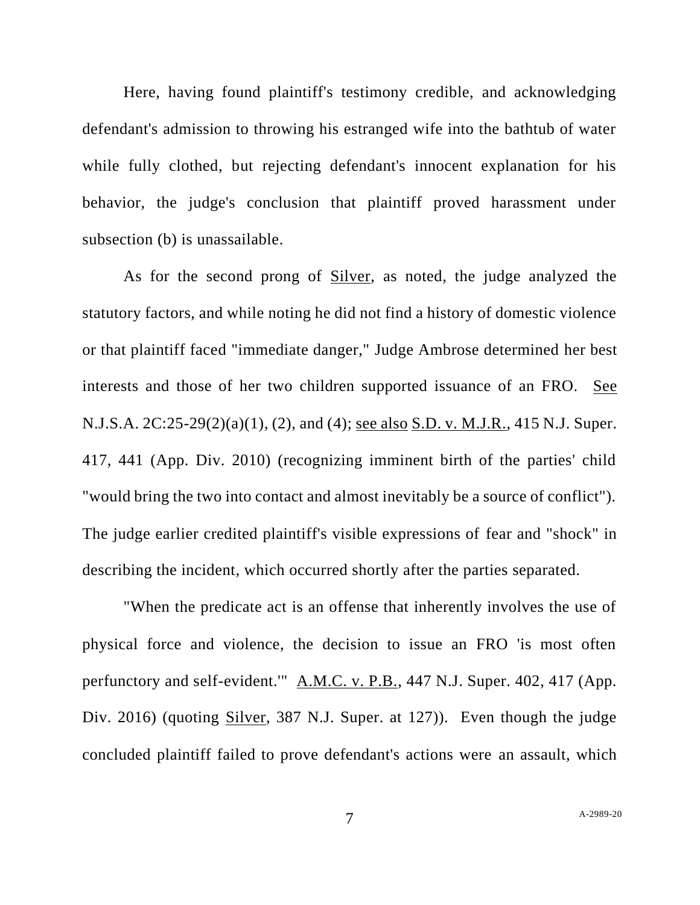Here, having found plaintiff's testimony credible, and acknowledging defendant's admission to throwing his estranged wife into the bathtub of water while fully clothed, but rejecting defendant's innocent explanation for his behavior, the judge's conclusion that plaintiff proved harassment under subsection (b) is unassailable.

As for the second prong of Silver, as noted, the judge analyzed the statutory factors, and while noting he did not find a history of domestic violence or that plaintiff faced "immediate danger," Judge Ambrose determined her best interests and those of her two children supported issuance of an FRO. See N.J.S.A. 2C:25-29(2)(a)(1), (2), and (4); see also S.D. v. M.J.R., 415 N.J. Super. 417, 441 (App. Div. 2010) (recognizing imminent birth of the parties' child "would bring the two into contact and almost inevitably be a source of conflict"). The judge earlier credited plaintiff's visible expressions of fear and "shock" in describing the incident, which occurred shortly after the parties separated.

"When the predicate act is an offense that inherently involves the use of physical force and violence, the decision to issue an FRO 'is most often perfunctory and self-evident.'" A.M.C. v. P.B., 447 N.J. Super. 402, 417 (App. Div. 2016) (quoting Silver, 387 N.J. Super. at 127)). Even though the judge concluded plaintiff failed to prove defendant's actions were an assault, which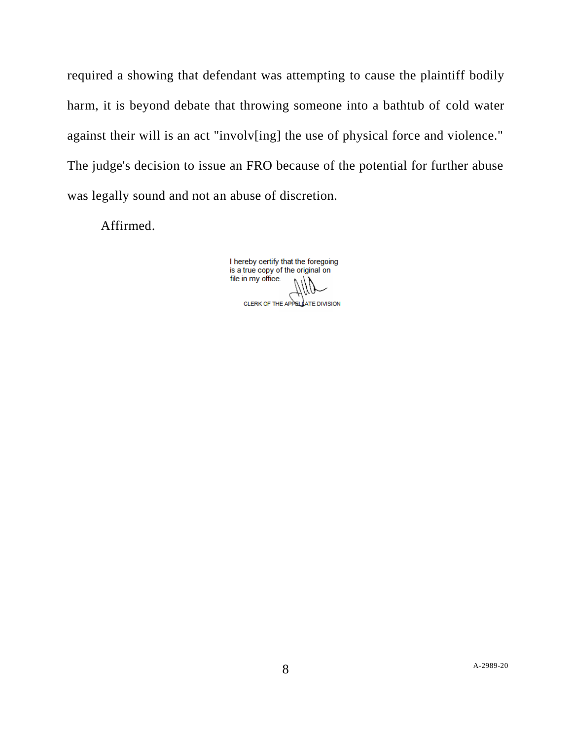required a showing that defendant was attempting to cause the plaintiff bodily harm, it is beyond debate that throwing someone into a bathtub of cold water against their will is an act "involv[ing] the use of physical force and violence." The judge's decision to issue an FRO because of the potential for further abuse was legally sound and not an abuse of discretion.

Affirmed.

I hereby certify that the foregoing is a true copy of the original on file in my office.

CLERK OF THE APPELLATE DIVISION